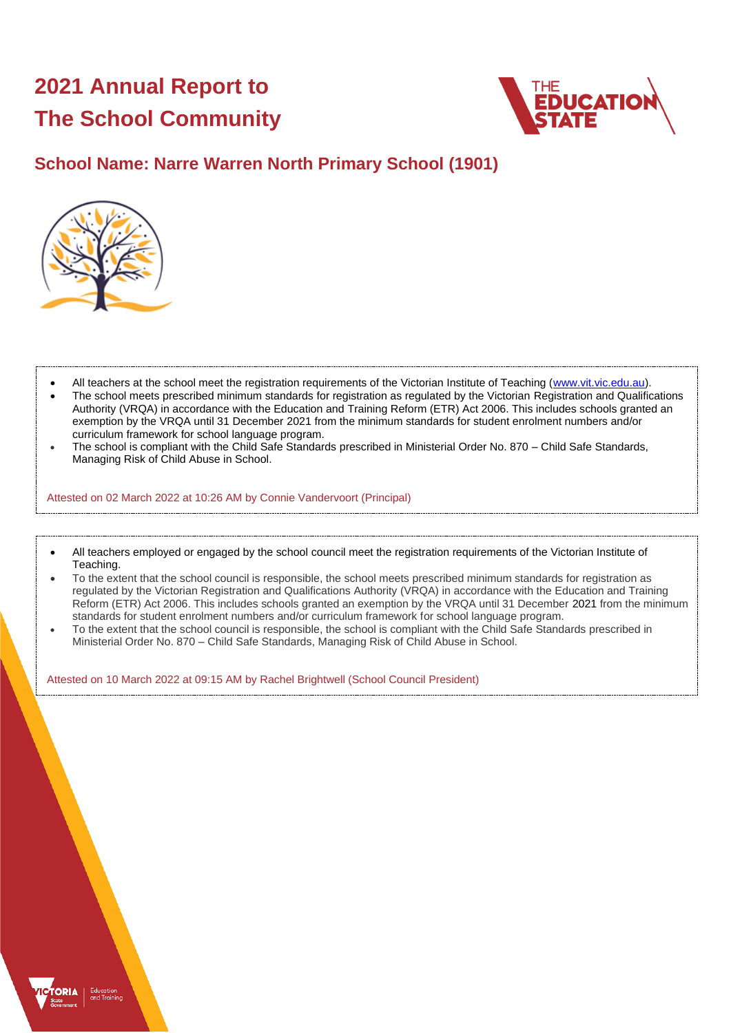# 2021 Annual Report to The School Community

## School Name: Narre Warren North Primary School (1901)

- All teachers at the school meet the registration requirements of the Victorian Institute of Teaching (www.vit.vic.edu.au).
- The school meets prescribed minimum standards for registration as regulated by the Victorian Registration and Qualifications Authority (VRQA) in accordance with the Education and Training Reform (ETR) Act 2006. This includes schools granted an exemption by the VRQA until 31 December 2021 from the minimum standards for student enrolment numbers and/or curriculum framework for school language program.
- The school is compliant with the Child Safe Standards prescribed in Ministerial Order No. 870 – Child Safe Standards, Managing Risk of Child Abuse in School.

Attested on 02 March 2022 at 10:26 AM by Connie Vandervoort (Principal)

- All teachers employed or engaged by the school council meet the registration requirements of the Victorian Institute of Teaching.
- To the extent that the school council is responsible, the school meets prescribed minimum standards for registration as regulated by the Victorian Registration and Qualifications Authority (VRQA) in accordance with the Education and Training Reform (ETR) Act 2006. This includes schools granted an exemption by the VRQA until 31 December 2021 from the minimum standards for student enrolment numbers and/or curriculum framework for school language program.
- To the extent that the school council is responsible, the school is compliant with the Child Safe Standards prescribed in Ministerial Order No. 870 – Child Safe Standards, Managing Risk of Child Abuse in School.

Attested on 10 March 2022 at 09:15 AM by Rachel Brightwell (School Council President)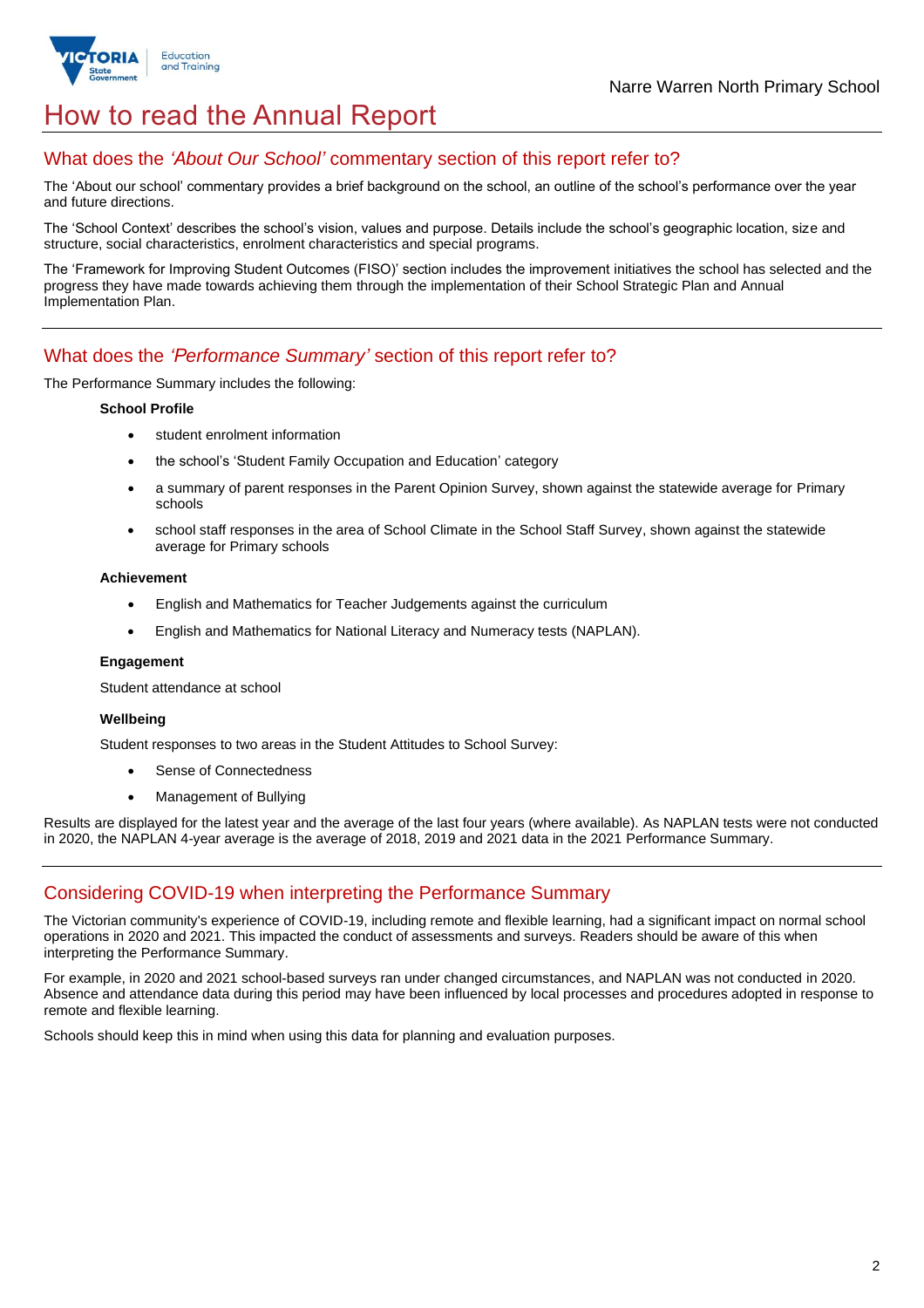# How to read the Annual Report

## What does the *'About Our School'* commentary section of this report refer to?

The 'About our school' commentary provides a brief background on the school, an outline of the school's performance over the year and future directions.

The 'School Context' describes the school's vision, values and purpose. Details include the school's geographic location, size and structure, social characteristics, enrolment characteristics and special programs.

The 'Framework for Improving Student Outcomes (FISO)' section includes the improvement initiatives the school has selected and the progress they have made towards achieving them through the implementation of their School Strategic Plan and Annual Implementation Plan.

## What does the *'Performance Summary'* section of this report refer to?

The Performance Summary includes the following:

**School Profile**

- student enrolment information
- the school's 'Student Family Occupation and Education' category
- a summary of parent responses in the Parent Opinion Survey, shown against the statewide average for Primary schools
- school staff responses in the area of School Climate in the School Staff Survey, shown against the statewide average for Primary schools

**Achievement**

- English and Mathematics for Teacher Judgements against the curriculum
- English and Mathematics for National Literacy and Numeracy tests (NAPLAN).

**Engagement**

Student attendance at school

**Wellbeing**

Student responses to two areas in the Student Attitudes to School Survey:

- Sense of Connectedness
- Management of Bullying

Results are displayed for the latest year and the average of the last four years (where available). As NAPLAN tests were not conducted in 2020, the NAPLAN 4-year average is the average of 2018, 2019 and 2021 data in the 2021 Performance Summary.

## Considering COVID-19 when interpreting the Performance Summary

The Victorian community's experience of COVID-19, including remote and flexible learning, had a significant impact on normal school operations in 2020 and 2021. This impacted the conduct of assessments and surveys. Readers should be aware of this when interpreting the Performance Summary.

For example, in 2020 and 2021 school-based surveys ran under changed circumstances, and NAPLAN was not conducted in 2020. Absence and attendance data during this period may have been influenced by local processes and procedures adopted in response to remote and flexible learning.

Schools should keep this in mind when using this data for planning and evaluation purposes.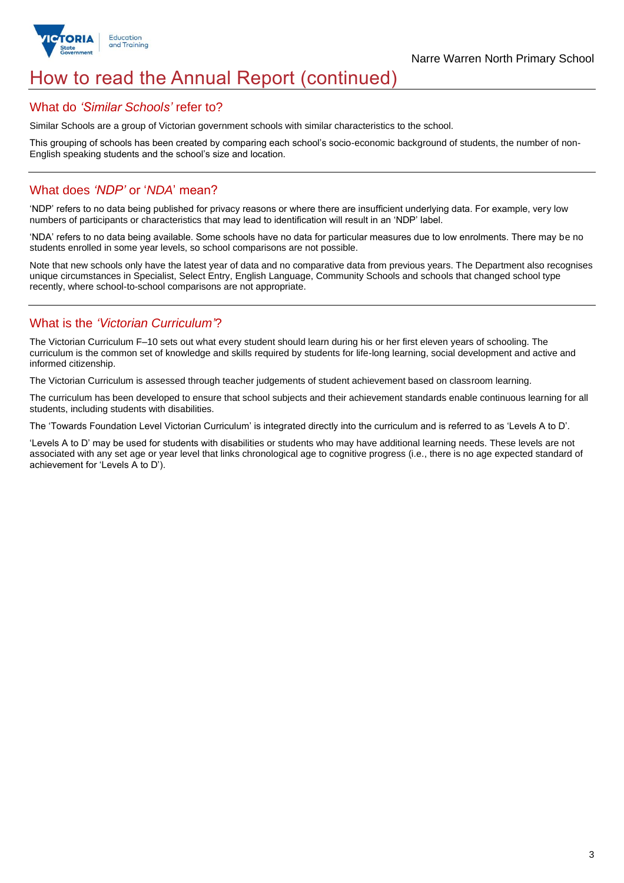# How to read the Annual Report (continued)

## What do *'Similar Schools'* refer to?

Similar Schools are a group of Victorian government schools with similar characteristics to the school.

This grouping of schools has been created by comparing each school's socio-economic background of students, the number of non-English speaking students and the school's size and location.

## What does *'NDP'* or '*NDA*' mean?

'NDP' refers to no data being published for privacy reasons or where there are insufficient underlying data. For example, very low numbers of participants or characteristics that may lead to identification will result in an 'NDP' label.

'NDA' refers to no data being available. Some schools have no data for particular measures due to low enrolments. There may be no students enrolled in some year levels, so school comparisons are not possible.

Note that new schools only have the latest year of data and no comparative data from previous years. The Department also recognises unique circumstances in Specialist, Select Entry, English Language, Community Schools and schools that changed school type recently, where school-to-school comparisons are not appropriate.

## What is the *'Victorian Curriculum'*?

The Victorian Curriculum F–10 sets out what every student should learn during his or her first eleven years of schooling. The curriculum is the common set of knowledge and skills required by students for life-long learning, social development and active and informed citizenship.

The Victorian Curriculum is assessed through teacher judgements of student achievement based on classroom learning.

The curriculum has been developed to ensure that school subjects and their achievement standards enable continuous learning for all students, including students with disabilities.

The 'Towards Foundation Level Victorian Curriculum' is integrated directly into the curriculum and is referred to as 'Levels A to D'.

'Levels A to D' may be used for students with disabilities or students who may have additional learning needs. These levels are not associated with any set age or year level that links chronological age to cognitive progress (i.e., there is no age expected standard of achievement for 'Levels A to D').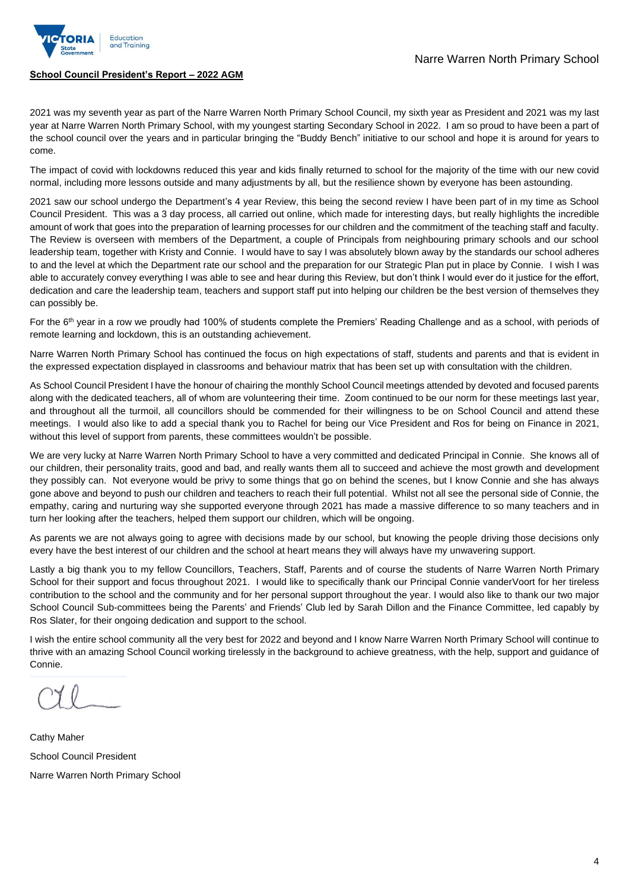**School Council President's Report – 2022 AGM**

2021 was my seventh year as part of the Narre Warren North Primary School Council, my sixth year as President and 2021 was my last year at Narre Warren North Primary School, with my youngest starting Secondary School in 2022. I am so proud to have been a part of the school council over the years and in particular bringing the "Buddy Bench" initiative to our school and hope it is around for years to come.

The impact of covid with lockdowns reduced this year and kids finally returned to school for the majority of the time with our new covid normal, including more lessons outside and many adjustments by all, but the resilience shown by everyone has been astounding.

2021 saw our school undergo the Department's 4 year Review, this being the second review I have been part of in my time as School Council President. This was a 3 day process, all carried out online, which made for interesting days, but really highlights the incredible amount of work that goes into the preparation of learning processes for our children and the commitment of the teaching staff and faculty. The Review is overseen with members of the Department, a couple of Principals from neighbouring primary schools and our school leadership team, together with Kristy and Connie. I would have to say I was absolutely blown away by the standards our school adheres to and the level at which the Department rate our school and the preparation for our Strategic Plan put in place by Connie. I wish I was able to accurately convey everything I was able to see and hear during this Review, but don't think I would ever do it justice for the effort, dedication and care the leadership team, teachers and support staff put into helping our children be the best version of themselves they can possibly be.

For the 6th year in a row we proudly had 100% of students complete the Premiers' Reading Challenge and as a school, with periods of remote learning and lockdown, this is an outstanding achievement.

Narre Warren North Primary School has continued the focus on high expectations of staff, students and parents and that is evident in the expressed expectation displayed in classrooms and behaviour matrix that has been set up with consultation with the children.

As School Council President I have the honour of chairing the monthly School Council meetings attended by devoted and focused parents along with the dedicated teachers, all of whom are volunteering their time. Zoom continued to be our norm for these meetings last year, and throughout all the turmoil, all councillors should be commended for their willingness to be on School Council and attend these meetings. I would also like to add a special thank you to Rachel for being our Vice President and Ros for being on Finance in 2021, without this level of support from parents, these committees wouldn't be possible.

We are very lucky at Narre Warren North Primary School to have a very committed and dedicated Principal in Connie. She knows all of our children, their personality traits, good and bad, and really wants them all to succeed and achieve the most growth and development they possibly can. Not everyone would be privy to some things that go on behind the scenes, but I know Connie and she has always gone above and beyond to push our children and teachers to reach their full potential. Whilst not all see the personal side of Connie, the empathy, caring and nurturing way she supported everyone through 2021 has made a massive difference to so many teachers and in turn her looking after the teachers, helped them support our children, which will be ongoing.

As parents we are not always going to agree with decisions made by our school, but knowing the people driving those decisions only every have the best interest of our children and the school at heart means they will always have my unwavering support.

Lastly a big thank you to my fellow Councillors, Teachers, Staff, Parents and of course the students of Narre Warren North Primary School for their support and focus throughout 2021. I would like to specifically thank our Principal Connie vanderVoort for her tireless contribution to the school and the community and for her personal support throughout the year. I would also like to thank our two major School Council Sub-committees being the Parents' and Friends' Club led by Sarah Dillon and the Finance Committee, led capably by Ros Slater, for their ongoing dedication and support to the school.

I wish the entire school community all the very best for 2022 and beyond and I know Narre Warren North Primary School will continue to thrive with an amazing School Council working tirelessly in the background to achieve greatness, with the help, support and guidance of Connie.

Cathy Maher
School Council President
Narre Warren North Primary School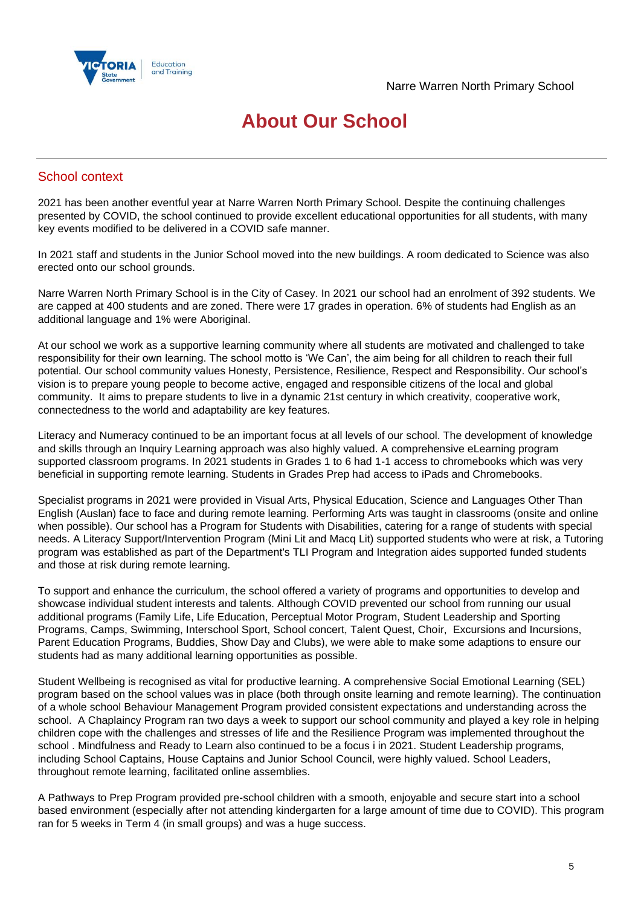# About Our School

## School context

2021 has been another eventful year at Narre Warren North Primary School. Despite the continuing challenges presented by COVID, the school continued to provide excellent educational opportunities for all students, with many key events modified to be delivered in a COVID safe manner.

In 2021 staff and students in the Junior School moved into the new buildings. A room dedicated to Science was also erected onto our school grounds.

Narre Warren North Primary School is in the City of Casey. In 2021 our school had an enrolment of 392 students. We are capped at 400 students and are zoned. There were 17 grades in operation. 6% of students had English as an additional language and 1% were Aboriginal.

At our school we work as a supportive learning community where all students are motivated and challenged to take responsibility for their own learning. The school motto is 'We Can', the aim being for all children to reach their full potential. Our school community values Honesty, Persistence, Resilience, Respect and Responsibility. Our school's vision is to prepare young people to become active, engaged and responsible citizens of the local and global community. It aims to prepare students to live in a dynamic 21st century in which creativity, cooperative work, connectedness to the world and adaptability are key features.

Literacy and Numeracy continued to be an important focus at all levels of our school. The development of knowledge and skills through an Inquiry Learning approach was also highly valued. A comprehensive eLearning program supported classroom programs. In 2021 students in Grades 1 to 6 had 1-1 access to chromebooks which was very beneficial in supporting remote learning. Students in Grades Prep had access to iPads and Chromebooks.

Specialist programs in 2021 were provided in Visual Arts, Physical Education, Science and Languages Other Than English (Auslan) face to face and during remote learning. Performing Arts was taught in classrooms (onsite and online when possible). Our school has a Program for Students with Disabilities, catering for a range of students with special needs. A Literacy Support/Intervention Program (Mini Lit and Macq Lit) supported students who were at risk, a Tutoring program was established as part of the Department's TLI Program and Integration aides supported funded students and those at risk during remote learning.

To support and enhance the curriculum, the school offered a variety of programs and opportunities to develop and showcase individual student interests and talents. Although COVID prevented our school from running our usual additional programs (Family Life, Life Education, Perceptual Motor Program, Student Leadership and Sporting Programs, Camps, Swimming, Interschool Sport, School concert, Talent Quest, Choir, Excursions and Incursions, Parent Education Programs, Buddies, Show Day and Clubs), we were able to make some adaptions to ensure our students had as many additional learning opportunities as possible.

Student Wellbeing is recognised as vital for productive learning. A comprehensive Social Emotional Learning (SEL) program based on the school values was in place (both through onsite learning and remote learning). The continuation of a whole school Behaviour Management Program provided consistent expectations and understanding across the school. A Chaplaincy Program ran two days a week to support our school community and played a key role in helping children cope with the challenges and stresses of life and the Resilience Program was implemented throughout the school . Mindfulness and Ready to Learn also continued to be a focus i in 2021. Student Leadership programs, including School Captains, House Captains and Junior School Council, were highly valued. School Leaders, throughout remote learning, facilitated online assemblies.

A Pathways to Prep Program provided pre-school children with a smooth, enjoyable and secure start into a school based environment (especially after not attending kindergarten for a large amount of time due to COVID). This program ran for 5 weeks in Term 4 (in small groups) and was a huge success.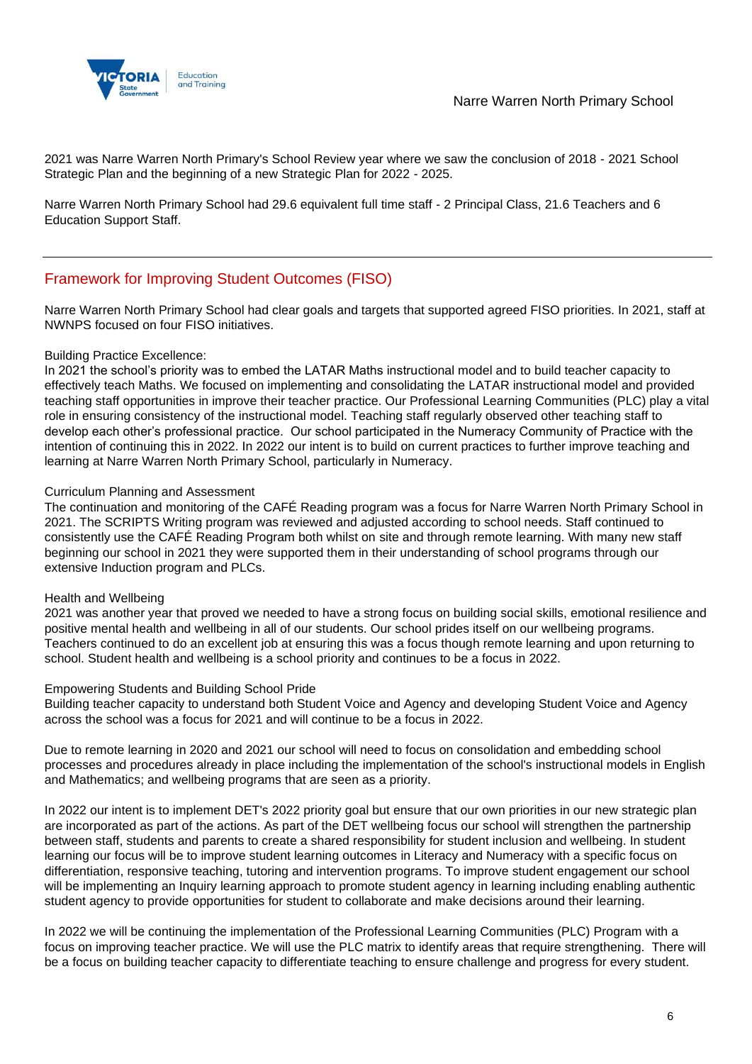2021 was Narre Warren North Primary's School Review year where we saw the conclusion of 2018 - 2021 School Strategic Plan and the beginning of a new Strategic Plan for 2022 - 2025.

Narre Warren North Primary School had 29.6 equivalent full time staff - 2 Principal Class, 21.6 Teachers and 6 Education Support Staff.

## Framework for Improving Student Outcomes (FISO)

Narre Warren North Primary School had clear goals and targets that supported agreed FISO priorities. In 2021, staff at NWNPS focused on four FISO initiatives.

Building Practice Excellence:
In 2021 the school's priority was to embed the LATAR Maths instructional model and to build teacher capacity to effectively teach Maths. We focused on implementing and consolidating the LATAR instructional model and provided teaching staff opportunities in improve their teacher practice. Our Professional Learning Communities (PLC) play a vital role in ensuring consistency of the instructional model. Teaching staff regularly observed other teaching staff to develop each other's professional practice. Our school participated in the Numeracy Community of Practice with the intention of continuing this in 2022. In 2022 our intent is to build on current practices to further improve teaching and learning at Narre Warren North Primary School, particularly in Numeracy.

Curriculum Planning and Assessment
The continuation and monitoring of the CAFÉ Reading program was a focus for Narre Warren North Primary School in 2021. The SCRIPTS Writing program was reviewed and adjusted according to school needs. Staff continued to consistently use the CAFÉ Reading Program both whilst on site and through remote learning. With many new staff beginning our school in 2021 they were supported them in their understanding of school programs through our extensive Induction program and PLCs.

Health and Wellbeing
2021 was another year that proved we needed to have a strong focus on building social skills, emotional resilience and positive mental health and wellbeing in all of our students. Our school prides itself on our wellbeing programs. Teachers continued to do an excellent job at ensuring this was a focus though remote learning and upon returning to school. Student health and wellbeing is a school priority and continues to be a focus in 2022.

Empowering Students and Building School Pride
Building teacher capacity to understand both Student Voice and Agency and developing Student Voice and Agency across the school was a focus for 2021 and will continue to be a focus in 2022.

Due to remote learning in 2020 and 2021 our school will need to focus on consolidation and embedding school processes and procedures already in place including the implementation of the school's instructional models in English and Mathematics; and wellbeing programs that are seen as a priority.

In 2022 our intent is to implement DET's 2022 priority goal but ensure that our own priorities in our new strategic plan are incorporated as part of the actions. As part of the DET wellbeing focus our school will strengthen the partnership between staff, students and parents to create a shared responsibility for student inclusion and wellbeing. In student learning our focus will be to improve student learning outcomes in Literacy and Numeracy with a specific focus on differentiation, responsive teaching, tutoring and intervention programs. To improve student engagement our school will be implementing an Inquiry learning approach to promote student agency in learning including enabling authentic student agency to provide opportunities for student to collaborate and make decisions around their learning.

In 2022 we will be continuing the implementation of the Professional Learning Communities (PLC) Program with a focus on improving teacher practice. We will use the PLC matrix to identify areas that require strengthening. There will be a focus on building teacher capacity to differentiate teaching to ensure challenge and progress for every student.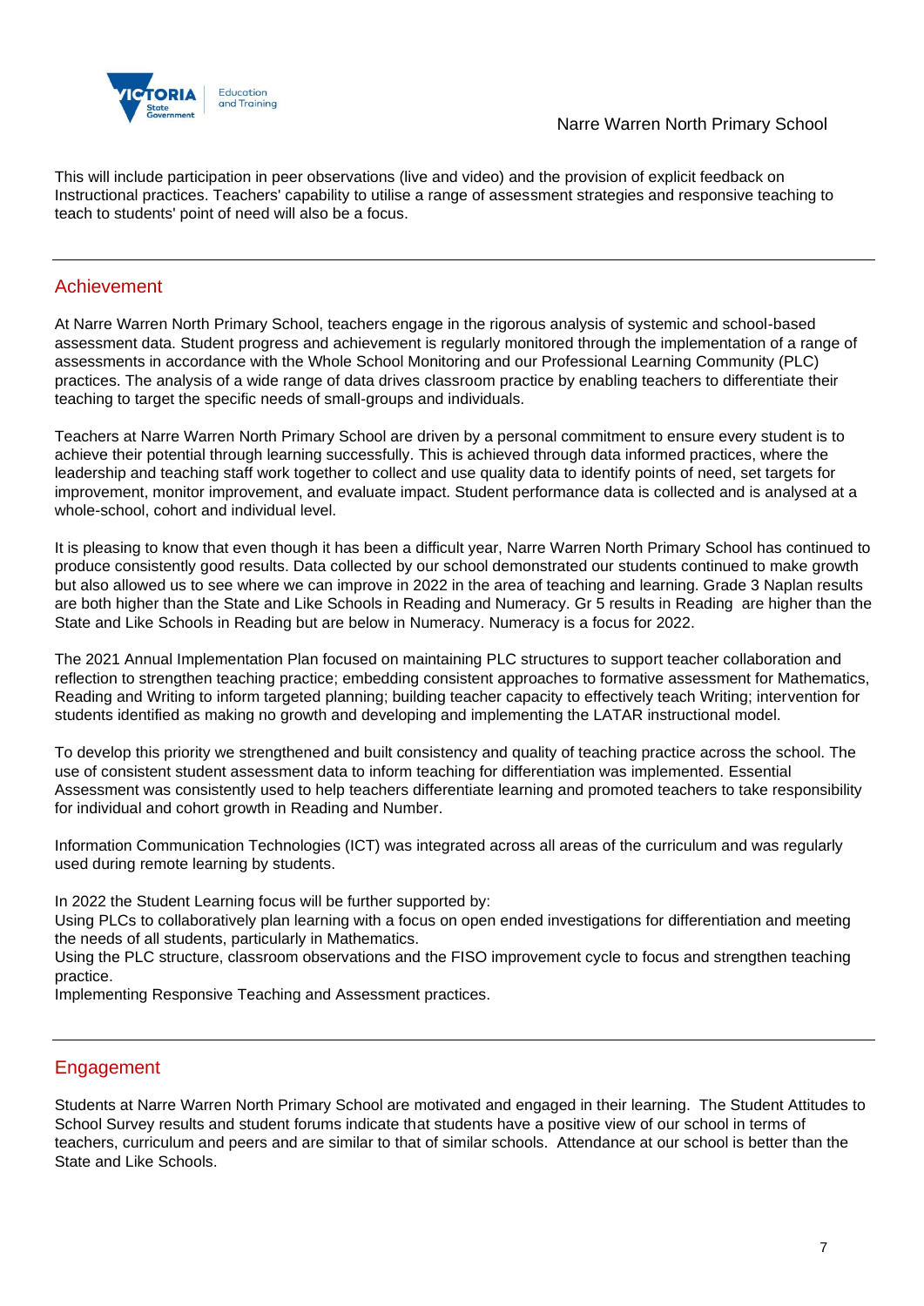This will include participation in peer observations (live and video) and the provision of explicit feedback on Instructional practices. Teachers' capability to utilise a range of assessment strategies and responsive teaching to teach to students' point of need will also be a focus.

## Achievement

At Narre Warren North Primary School, teachers engage in the rigorous analysis of systemic and school-based assessment data. Student progress and achievement is regularly monitored through the implementation of a range of assessments in accordance with the Whole School Monitoring and our Professional Learning Community (PLC) practices. The analysis of a wide range of data drives classroom practice by enabling teachers to differentiate their teaching to target the specific needs of small-groups and individuals.

Teachers at Narre Warren North Primary School are driven by a personal commitment to ensure every student is to achieve their potential through learning successfully. This is achieved through data informed practices, where the leadership and teaching staff work together to collect and use quality data to identify points of need, set targets for improvement, monitor improvement, and evaluate impact. Student performance data is collected and is analysed at a whole-school, cohort and individual level.

It is pleasing to know that even though it has been a difficult year, Narre Warren North Primary School has continued to produce consistently good results. Data collected by our school demonstrated our students continued to make growth but also allowed us to see where we can improve in 2022 in the area of teaching and learning. Grade 3 Naplan results are both higher than the State and Like Schools in Reading and Numeracy. Gr 5 results in Reading are higher than the State and Like Schools in Reading but are below in Numeracy. Numeracy is a focus for 2022.

The 2021 Annual Implementation Plan focused on maintaining PLC structures to support teacher collaboration and reflection to strengthen teaching practice; embedding consistent approaches to formative assessment for Mathematics, Reading and Writing to inform targeted planning; building teacher capacity to effectively teach Writing; intervention for students identified as making no growth and developing and implementing the LATAR instructional model.

To develop this priority we strengthened and built consistency and quality of teaching practice across the school. The use of consistent student assessment data to inform teaching for differentiation was implemented. Essential Assessment was consistently used to help teachers differentiate learning and promoted teachers to take responsibility for individual and cohort growth in Reading and Number.

Information Communication Technologies (ICT) was integrated across all areas of the curriculum and was regularly used during remote learning by students.

In 2022 the Student Learning focus will be further supported by:
Using PLCs to collaboratively plan learning with a focus on open ended investigations for differentiation and meeting the needs of all students, particularly in Mathematics.
Using the PLC structure, classroom observations and the FISO improvement cycle to focus and strengthen teaching practice.
Implementing Responsive Teaching and Assessment practices.

## Engagement

Students at Narre Warren North Primary School are motivated and engaged in their learning. The Student Attitudes to School Survey results and student forums indicate that students have a positive view of our school in terms of teachers, curriculum and peers and are similar to that of similar schools. Attendance at our school is better than the State and Like Schools.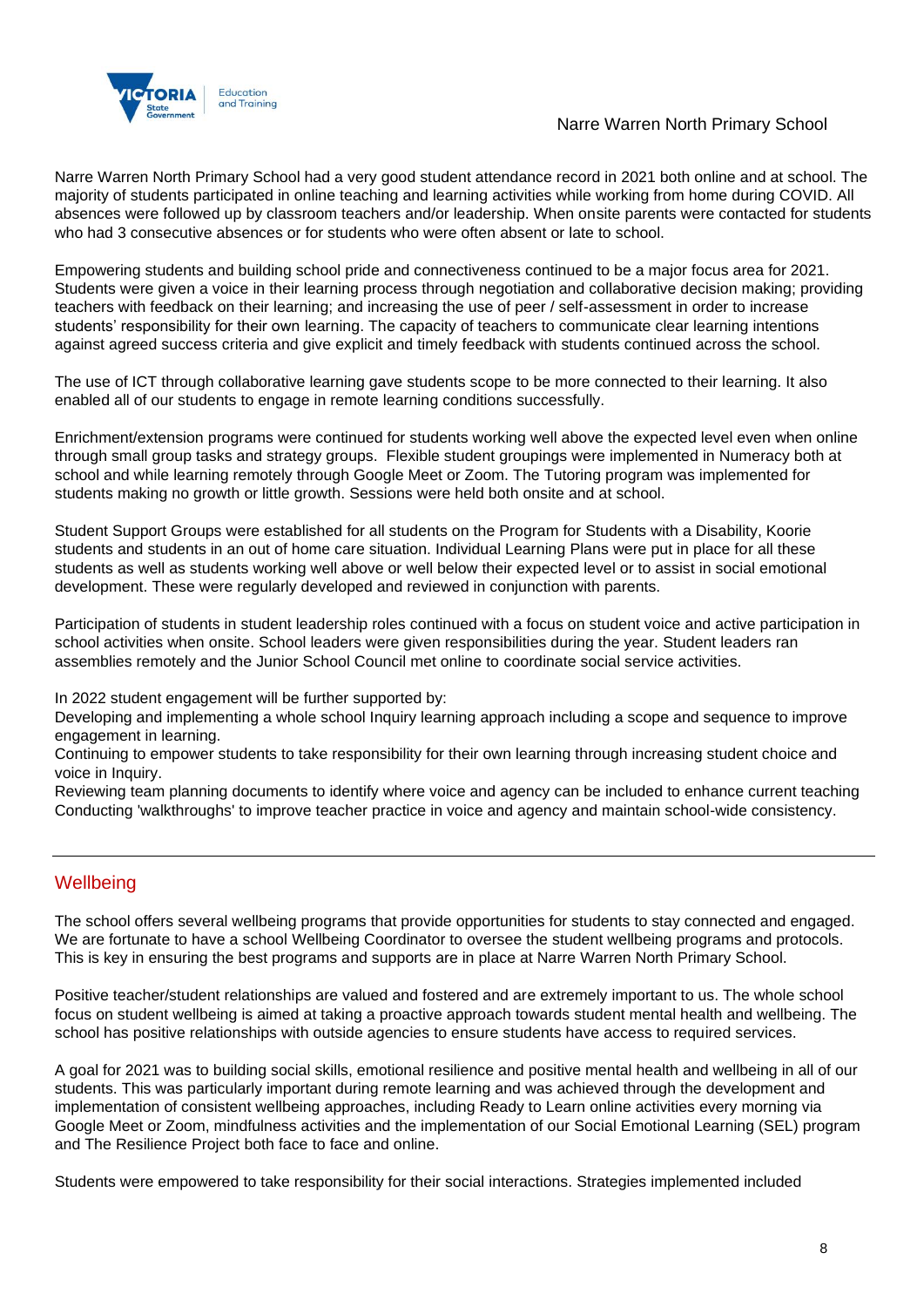Narre Warren North Primary School had a very good student attendance record in 2021 both online and at school. The majority of students participated in online teaching and learning activities while working from home during COVID. All absences were followed up by classroom teachers and/or leadership. When onsite parents were contacted for students who had 3 consecutive absences or for students who were often absent or late to school.

Empowering students and building school pride and connectiveness continued to be a major focus area for 2021. Students were given a voice in their learning process through negotiation and collaborative decision making; providing teachers with feedback on their learning; and increasing the use of peer / self-assessment in order to increase students' responsibility for their own learning. The capacity of teachers to communicate clear learning intentions against agreed success criteria and give explicit and timely feedback with students continued across the school.

The use of ICT through collaborative learning gave students scope to be more connected to their learning. It also enabled all of our students to engage in remote learning conditions successfully.

Enrichment/extension programs were continued for students working well above the expected level even when online through small group tasks and strategy groups. Flexible student groupings were implemented in Numeracy both at school and while learning remotely through Google Meet or Zoom. The Tutoring program was implemented for students making no growth or little growth. Sessions were held both onsite and at school.

Student Support Groups were established for all students on the Program for Students with a Disability, Koorie students and students in an out of home care situation. Individual Learning Plans were put in place for all these students as well as students working well above or well below their expected level or to assist in social emotional development. These were regularly developed and reviewed in conjunction with parents.

Participation of students in student leadership roles continued with a focus on student voice and active participation in school activities when onsite. School leaders were given responsibilities during the year. Student leaders ran assemblies remotely and the Junior School Council met online to coordinate social service activities.

In 2022 student engagement will be further supported by:
Developing and implementing a whole school Inquiry learning approach including a scope and sequence to improve engagement in learning.
Continuing to empower students to take responsibility for their own learning through increasing student choice and voice in Inquiry.
Reviewing team planning documents to identify where voice and agency can be included to enhance current teaching
Conducting 'walkthroughs' to improve teacher practice in voice and agency and maintain school-wide consistency.

## Wellbeing

The school offers several wellbeing programs that provide opportunities for students to stay connected and engaged. We are fortunate to have a school Wellbeing Coordinator to oversee the student wellbeing programs and protocols. This is key in ensuring the best programs and supports are in place at Narre Warren North Primary School.

Positive teacher/student relationships are valued and fostered and are extremely important to us. The whole school focus on student wellbeing is aimed at taking a proactive approach towards student mental health and wellbeing. The school has positive relationships with outside agencies to ensure students have access to required services.

A goal for 2021 was to building social skills, emotional resilience and positive mental health and wellbeing in all of our students. This was particularly important during remote learning and was achieved through the development and implementation of consistent wellbeing approaches, including Ready to Learn online activities every morning via Google Meet or Zoom, mindfulness activities and the implementation of our Social Emotional Learning (SEL) program and The Resilience Project both face to face and online.

Students were empowered to take responsibility for their social interactions. Strategies implemented included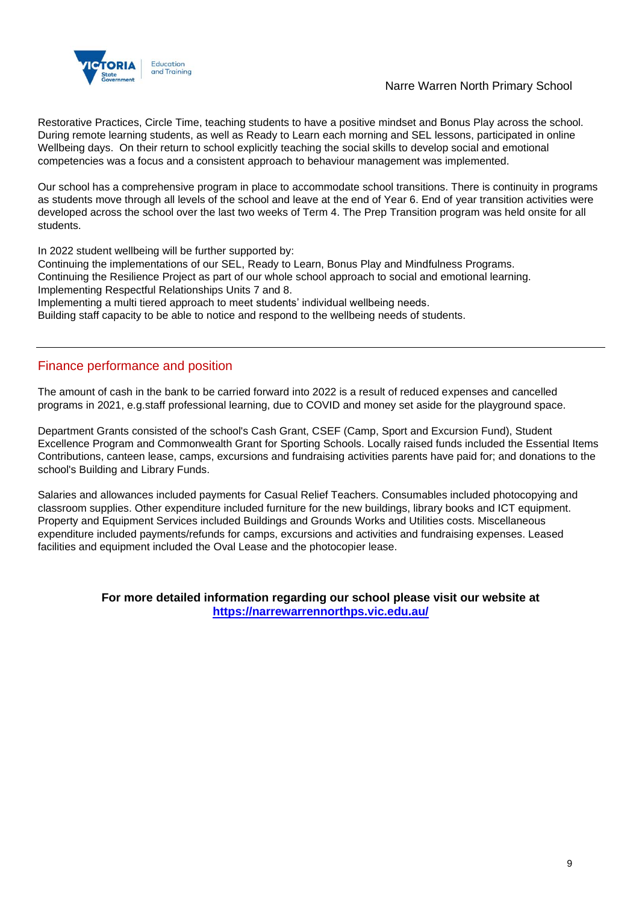Restorative Practices, Circle Time, teaching students to have a positive mindset and Bonus Play across the school. During remote learning students, as well as Ready to Learn each morning and SEL lessons, participated in online Wellbeing days. On their return to school explicitly teaching the social skills to develop social and emotional competencies was a focus and a consistent approach to behaviour management was implemented.

Our school has a comprehensive program in place to accommodate school transitions. There is continuity in programs as students move through all levels of the school and leave at the end of Year 6. End of year transition activities were developed across the school over the last two weeks of Term 4. The Prep Transition program was held onsite for all students.

In 2022 student wellbeing will be further supported by:
Continuing the implementations of our SEL, Ready to Learn, Bonus Play and Mindfulness Programs.
Continuing the Resilience Project as part of our whole school approach to social and emotional learning.
Implementing Respectful Relationships Units 7 and 8.
Implementing a multi tiered approach to meet students' individual wellbeing needs.
Building staff capacity to be able to notice and respond to the wellbeing needs of students.

---

## Finance performance and position

The amount of cash in the bank to be carried forward into 2022 is a result of reduced expenses and cancelled programs in 2021, e.g.staff professional learning, due to COVID and money set aside for the playground space.

Department Grants consisted of the school's Cash Grant, CSEF (Camp, Sport and Excursion Fund), Student Excellence Program and Commonwealth Grant for Sporting Schools. Locally raised funds included the Essential Items Contributions, canteen lease, camps, excursions and fundraising activities parents have paid for; and donations to the school's Building and Library Funds.

Salaries and allowances included payments for Casual Relief Teachers. Consumables included photocopying and classroom supplies. Other expenditure included furniture for the new buildings, library books and ICT equipment. Property and Equipment Services included Buildings and Grounds Works and Utilities costs. Miscellaneous expenditure included payments/refunds for camps, excursions and activities and fundraising expenses. Leased facilities and equipment included the Oval Lease and the photocopier lease.

**For more detailed information regarding our school please visit our website at [https://narrewarrennorthps.vic.edu.au/](https://narrewarrennorthps.vic.edu.au/)**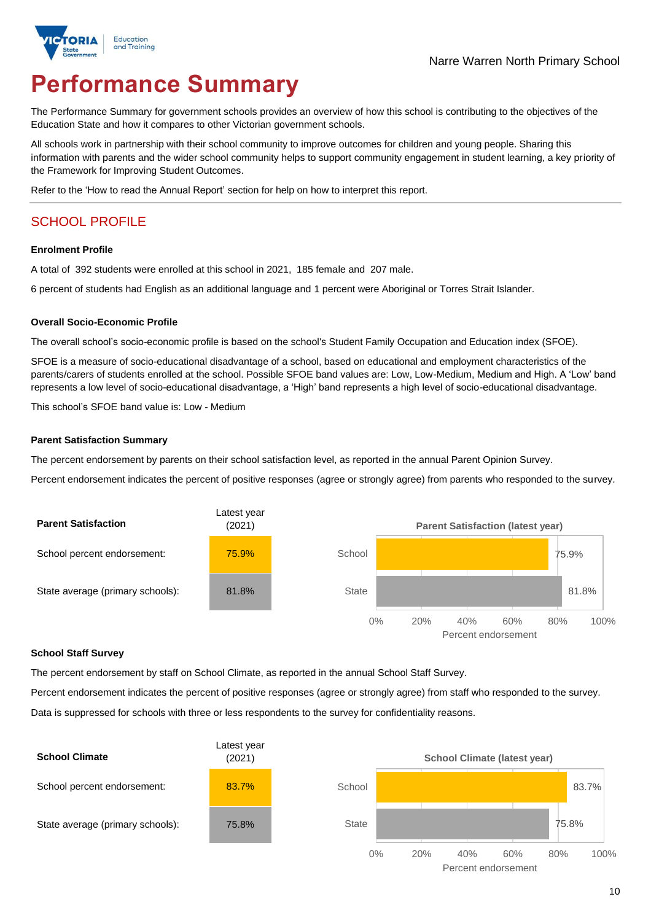Narre Warren North Primary School

# Performance Summary

The Performance Summary for government schools provides an overview of how this school is contributing to the objectives of the Education State and how it compares to other Victorian government schools.

All schools work in partnership with their school community to improve outcomes for children and young people. Sharing this information with parents and the wider school community helps to support community engagement in student learning, a key priority of the Framework for Improving Student Outcomes.

Refer to the 'How to read the Annual Report' section for help on how to interpret this report.

## SCHOOL PROFILE

### Enrolment Profile

A total of 392 students were enrolled at this school in 2021, 185 female and 207 male.

6 percent of students had English as an additional language and 1 percent were Aboriginal or Torres Strait Islander.

### Overall Socio-Economic Profile

The overall school's socio-economic profile is based on the school's Student Family Occupation and Education index (SFOE).

SFOE is a measure of socio-educational disadvantage of a school, based on educational and employment characteristics of the parents/carers of students enrolled at the school. Possible SFOE band values are: Low, Low-Medium, Medium and High. A 'Low' band represents a low level of socio-educational disadvantage, a 'High' band represents a high level of socio-educational disadvantage.

This school's SFOE band value is: Low - Medium

### Parent Satisfaction Summary

The percent endorsement by parents on their school satisfaction level, as reported in the annual Parent Opinion Survey.

Percent endorsement indicates the percent of positive responses (agree or strongly agree) from parents who responded to the survey.

| Parent Satisfaction | Latest year (2021) |
|---|---|
| School percent endorsement: | 75.9% |
| State average (primary schools): | 81.8% |

Parent Satisfaction (latest year)

| | Percent endorsement |
|---|---|
| School | 75.9% |
| State | 81.8% |

### School Staff Survey

The percent endorsement by staff on School Climate, as reported in the annual School Staff Survey.

Percent endorsement indicates the percent of positive responses (agree or strongly agree) from staff who responded to the survey.

Data is suppressed for schools with three or less respondents to the survey for confidentiality reasons.

| School Climate | Latest year (2021) |
|---|---|
| School percent endorsement: | 83.7% |
| State average (primary schools): | 75.8% |

School Climate (latest year)

| | Percent endorsement |
|---|---|
| School | 83.7% |
| State | 75.8% |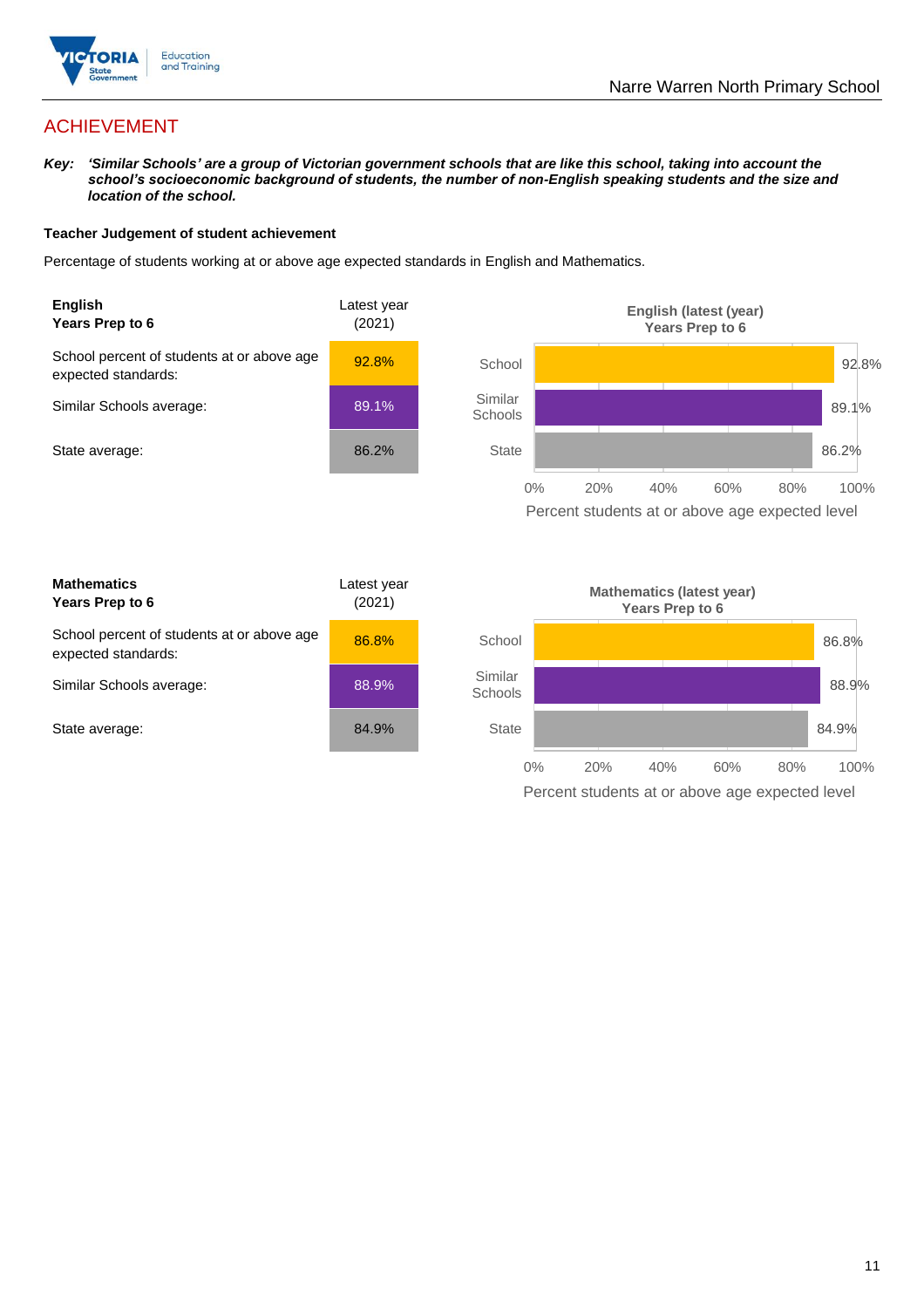## ACHIEVEMENT

***Key:*** ***'Similar Schools' are a group of Victorian government schools that are like this school, taking into account the school's socioeconomic background of students, the number of non-English speaking students and the size and location of the school.***

**Teacher Judgement of student achievement**

Percentage of students working at or above age expected standards in English and Mathematics.

| **English** **Years Prep to 6** | Latest year (2021) |
|---|---|
| School percent of students at or above age expected standards: | 92.8% |
| Similar Schools average: | 89.1% |
| State average: | 86.2% |

**English (latest (year) Years Prep to 6**

| | Percent students at or above age expected level |
|---|---|
| School | 92.8% |
| Similar Schools | 89.1% |
| State | 86.2% |

| **Mathematics** **Years Prep to 6** | Latest year (2021) |
|---|---|
| School percent of students at or above age expected standards: | 86.8% |
| Similar Schools average: | 88.9% |
| State average: | 84.9% |

**Mathematics (latest year) Years Prep to 6**

| | Percent students at or above age expected level |
|---|---|
| School | 86.8% |
| Similar Schools | 88.9% |
| State | 84.9% |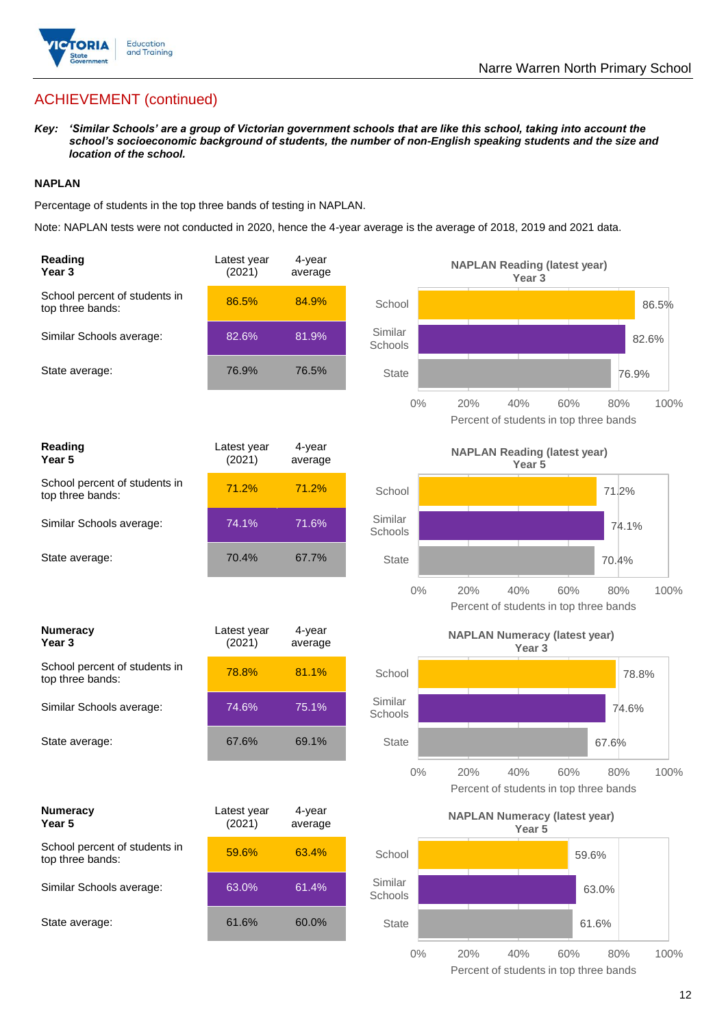## ACHIEVEMENT (continued)

***Key:*** ***'Similar Schools' are a group of Victorian government schools that are like this school, taking into account the school's socioeconomic background of students, the number of non-English speaking students and the size and location of the school.***

### NAPLAN

Percentage of students in the top three bands of testing in NAPLAN.

Note: NAPLAN tests were not conducted in 2020, hence the 4-year average is the average of 2018, 2019 and 2021 data.

| **Reading Year 3** | Latest year (2021) | 4-year average |
|---|---|---|
| School percent of students in top three bands: | 86.5% | 84.9% |
| Similar Schools average: | 82.6% | 81.9% |
| State average: | 76.9% | 76.5% |

**NAPLAN Reading (latest year) Year 3**

| | Percent of students in top three bands |
|---|---|
| School | 86.5% |
| Similar Schools | 82.6% |
| State | 76.9% |

| **Reading Year 5** | Latest year (2021) | 4-year average |
|---|---|---|
| School percent of students in top three bands: | 71.2% | 71.2% |
| Similar Schools average: | 74.1% | 71.6% |
| State average: | 70.4% | 67.7% |

**NAPLAN Reading (latest year) Year 5**

| | Percent of students in top three bands |
|---|---|
| School | 71.2% |
| Similar Schools | 74.1% |
| State | 70.4% |

| **Numeracy Year 3** | Latest year (2021) | 4-year average |
|---|---|---|
| School percent of students in top three bands: | 78.8% | 81.1% |
| Similar Schools average: | 74.6% | 75.1% |
| State average: | 67.6% | 69.1% |

**NAPLAN Numeracy (latest year) Year 3**

| | Percent of students in top three bands |
|---|---|
| School | 78.8% |
| Similar Schools | 74.6% |
| State | 67.6% |

| **Numeracy Year 5** | Latest year (2021) | 4-year average |
|---|---|---|
| School percent of students in top three bands: | 59.6% | 63.4% |
| Similar Schools average: | 63.0% | 61.4% |
| State average: | 61.6% | 60.0% |

**NAPLAN Numeracy (latest year) Year 5**

| | Percent of students in top three bands |
|---|---|
| School | 59.6% |
| Similar Schools | 63.0% |
| State | 61.6% |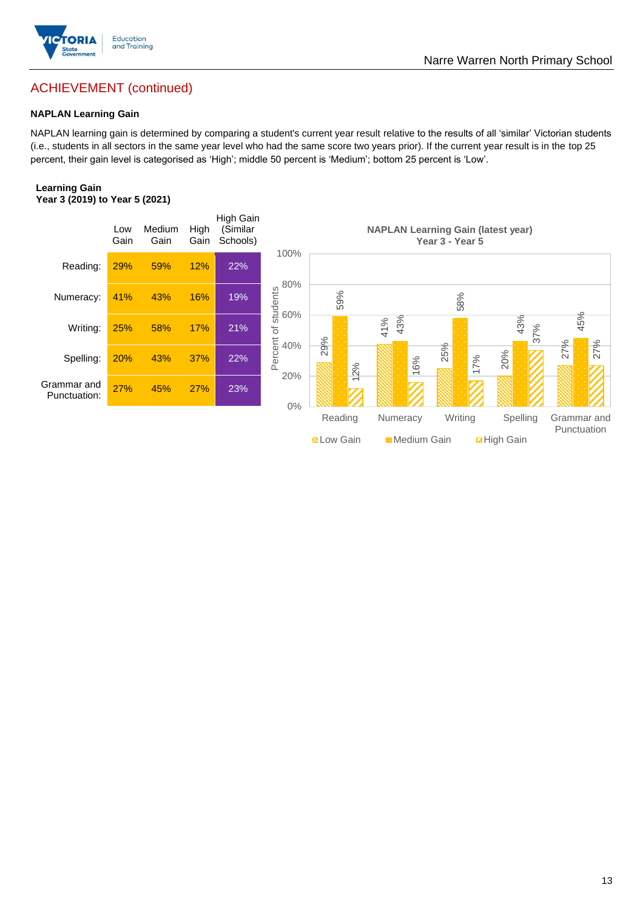## ACHIEVEMENT (continued)

### NAPLAN Learning Gain

NAPLAN learning gain is determined by comparing a student's current year result relative to the results of all 'similar' Victorian students (i.e., students in all sectors in the same year level who had the same score two years prior). If the current year result is in the top 25 percent, their gain level is categorised as 'High'; middle 50 percent is 'Medium'; bottom 25 percent is 'Low'.

**Learning Gain**
**Year 3 (2019) to Year 5 (2021)**

| | Low Gain | Medium Gain | High Gain | High Gain (Similar Schools) |
|---|---|---|---|---|
| Reading: | 29% | 59% | 12% | 22% |
| Numeracy: | 41% | 43% | 16% | 19% |
| Writing: | 25% | 58% | 17% | 21% |
| Spelling: | 20% | 43% | 37% | 22% |
| Grammar and Punctuation: | 27% | 45% | 27% | 23% |

**NAPLAN Learning Gain (latest year)**
**Year 3 - Year 5**

| | Low Gain | Medium Gain | High Gain |
|---|---|---|---|
| Reading | 29% | 59% | 12% |
| Numeracy | 41% | 43% | 16% |
| Writing | 25% | 58% | 17% |
| Spelling | 20% | 43% | 37% |
| Grammar and Punctuation | 27% | 45% | 27% |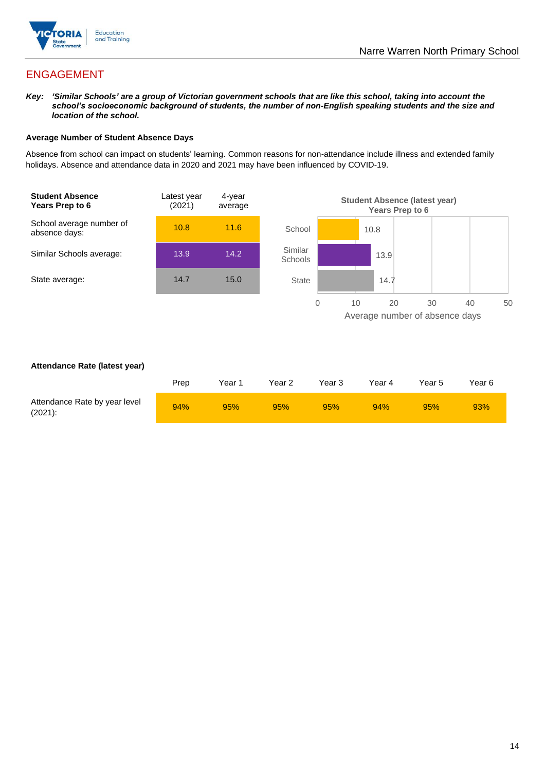## ENGAGEMENT

***Key:*** ***'Similar Schools' are a group of Victorian government schools that are like this school, taking into account the school's socioeconomic background of students, the number of non-English speaking students and the size and location of the school.***

**Average Number of Student Absence Days**

Absence from school can impact on students' learning. Common reasons for non-attendance include illness and extended family holidays. Absence and attendance data in 2020 and 2021 may have been influenced by COVID-19.

| **Student Absence Years Prep to 6** | Latest year (2021) | 4-year average |
|---|---|---|
| School average number of absence days: | 10.8 | 11.6 |
| Similar Schools average: | 13.9 | 14.2 |
| State average: | 14.7 | 15.0 |

**Student Absence (latest year) Years Prep to 6**

| | Average number of absence days |
|---|---|
| School | 10.8 |
| Similar Schools | 13.9 |
| State | 14.7 |

**Attendance Rate (latest year)**

| | Prep | Year 1 | Year 2 | Year 3 | Year 4 | Year 5 | Year 6 |
|---|---|---|---|---|---|---|---|
| Attendance Rate by year level (2021): | 94% | 95% | 95% | 95% | 94% | 95% | 93% |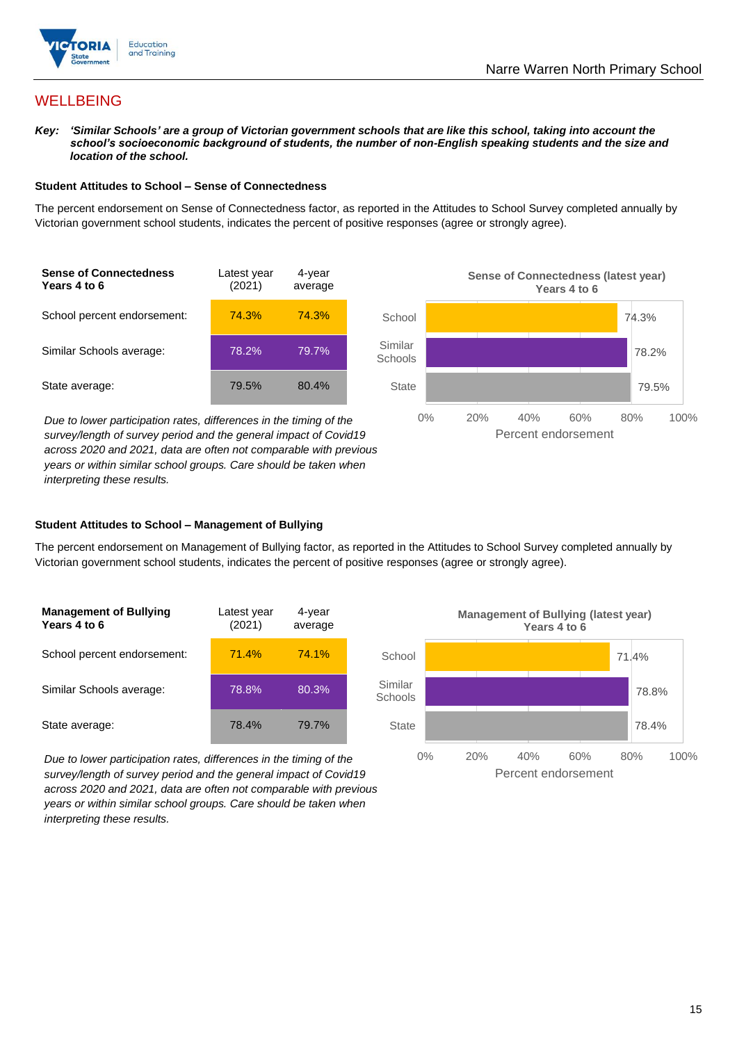## WELLBEING

***Key:** 'Similar Schools' are a group of Victorian government schools that are like this school, taking into account the school's socioeconomic background of students, the number of non-English speaking students and the size and location of the school.*

### Student Attitudes to School – Sense of Connectedness

The percent endorsement on Sense of Connectedness factor, as reported in the Attitudes to School Survey completed annually by Victorian government school students, indicates the percent of positive responses (agree or strongly agree).

| Sense of Connectedness Years 4 to 6 | Latest year (2021) | 4-year average |
|---|---|---|
| School percent endorsement: | 74.3% | 74.3% |
| Similar Schools average: | 78.2% | 79.7% |
| State average: | 79.5% | 80.4% |

**Sense of Connectedness (latest year) Years 4 to 6**

| | Percent endorsement |
|---|---|
| School | 74.3% |
| Similar Schools | 78.2% |
| State | 79.5% |

*Due to lower participation rates, differences in the timing of the survey/length of survey period and the general impact of Covid19 across 2020 and 2021, data are often not comparable with previous years or within similar school groups. Care should be taken when interpreting these results.*

### Student Attitudes to School – Management of Bullying

The percent endorsement on Management of Bullying factor, as reported in the Attitudes to School Survey completed annually by Victorian government school students, indicates the percent of positive responses (agree or strongly agree).

| Management of Bullying Years 4 to 6 | Latest year (2021) | 4-year average |
|---|---|---|
| School percent endorsement: | 71.4% | 74.1% |
| Similar Schools average: | 78.8% | 80.3% |
| State average: | 78.4% | 79.7% |

**Management of Bullying (latest year) Years 4 to 6**

| | Percent endorsement |
|---|---|
| School | 71.4% |
| Similar Schools | 78.8% |
| State | 78.4% |

*Due to lower participation rates, differences in the timing of the survey/length of survey period and the general impact of Covid19 across 2020 and 2021, data are often not comparable with previous years or within similar school groups. Care should be taken when interpreting these results.*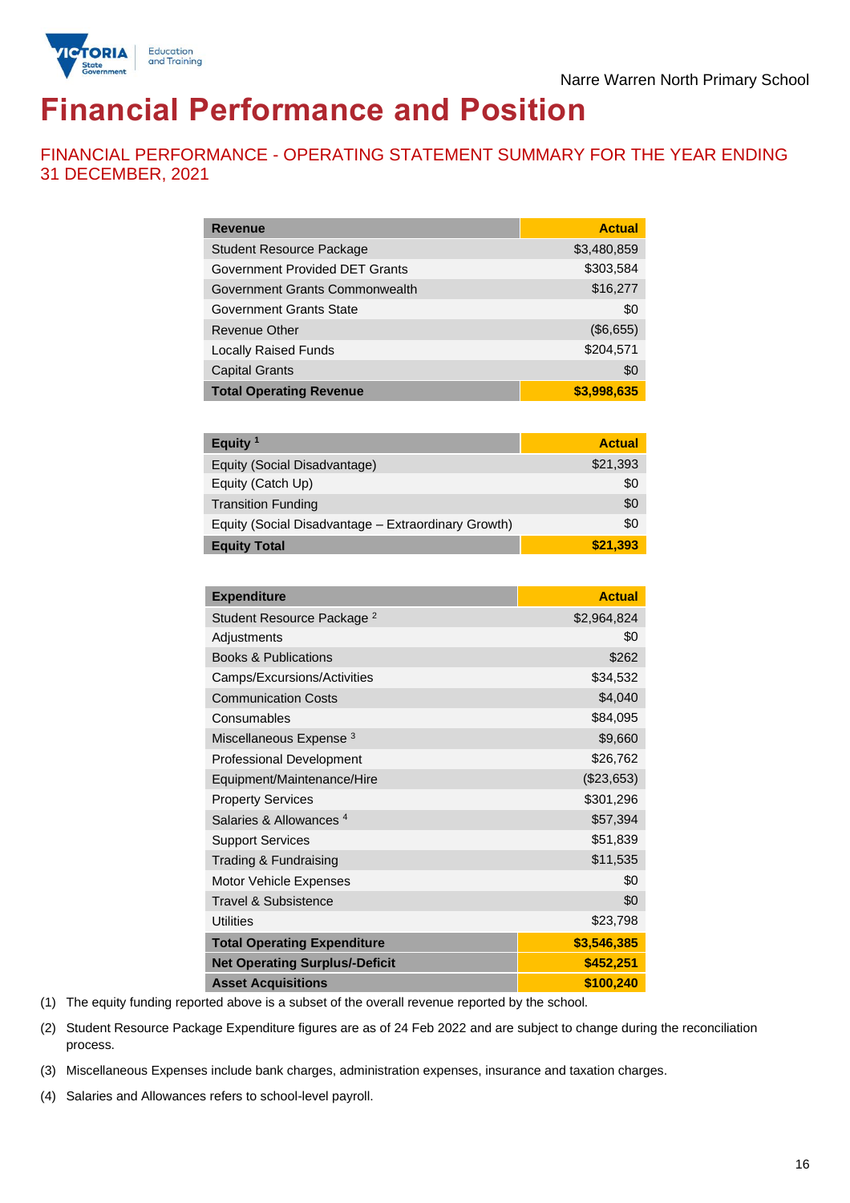Narre Warren North Primary School

# Financial Performance and Position

## FINANCIAL PERFORMANCE - OPERATING STATEMENT SUMMARY FOR THE YEAR ENDING 31 DECEMBER, 2021

| Revenue | Actual |
|---|---|
| Student Resource Package | $3,480,859 |
| Government Provided DET Grants | $303,584 |
| Government Grants Commonwealth | $16,277 |
| Government Grants State | $0 |
| Revenue Other | ($6,655) |
| Locally Raised Funds | $204,571 |
| Capital Grants | $0 |
| **Total Operating Revenue** | **$3,998,635** |

| Equity [1] | Actual |
|---|---|
| Equity (Social Disadvantage) | $21,393 |
| Equity (Catch Up) | $0 |
| Transition Funding | $0 |
| Equity (Social Disadvantage – Extraordinary Growth) | $0 |
| **Equity Total** | **$21,393** |

| Expenditure | Actual |
|---|---|
| Student Resource Package [2] | $2,964,824 |
| Adjustments | $0 |
| Books & Publications | $262 |
| Camps/Excursions/Activities | $34,532 |
| Communication Costs | $4,040 |
| Consumables | $84,095 |
| Miscellaneous Expense [3] | $9,660 |
| Professional Development | $26,762 |
| Equipment/Maintenance/Hire | ($23,653) |
| Property Services | $301,296 |
| Salaries & Allowances [4] | $57,394 |
| Support Services | $51,839 |
| Trading & Fundraising | $11,535 |
| Motor Vehicle Expenses | $0 |
| Travel & Subsistence | $0 |
| Utilities | $23,798 |
| **Total Operating Expenditure** | **$3,546,385** |
| **Net Operating Surplus/-Deficit** | **$452,251** |
| **Asset Acquisitions** | **$100,240** |

(1) The equity funding reported above is a subset of the overall revenue reported by the school.

(2) Student Resource Package Expenditure figures are as of 24 Feb 2022 and are subject to change during the reconciliation process.

(3) Miscellaneous Expenses include bank charges, administration expenses, insurance and taxation charges.

(4) Salaries and Allowances refers to school-level payroll.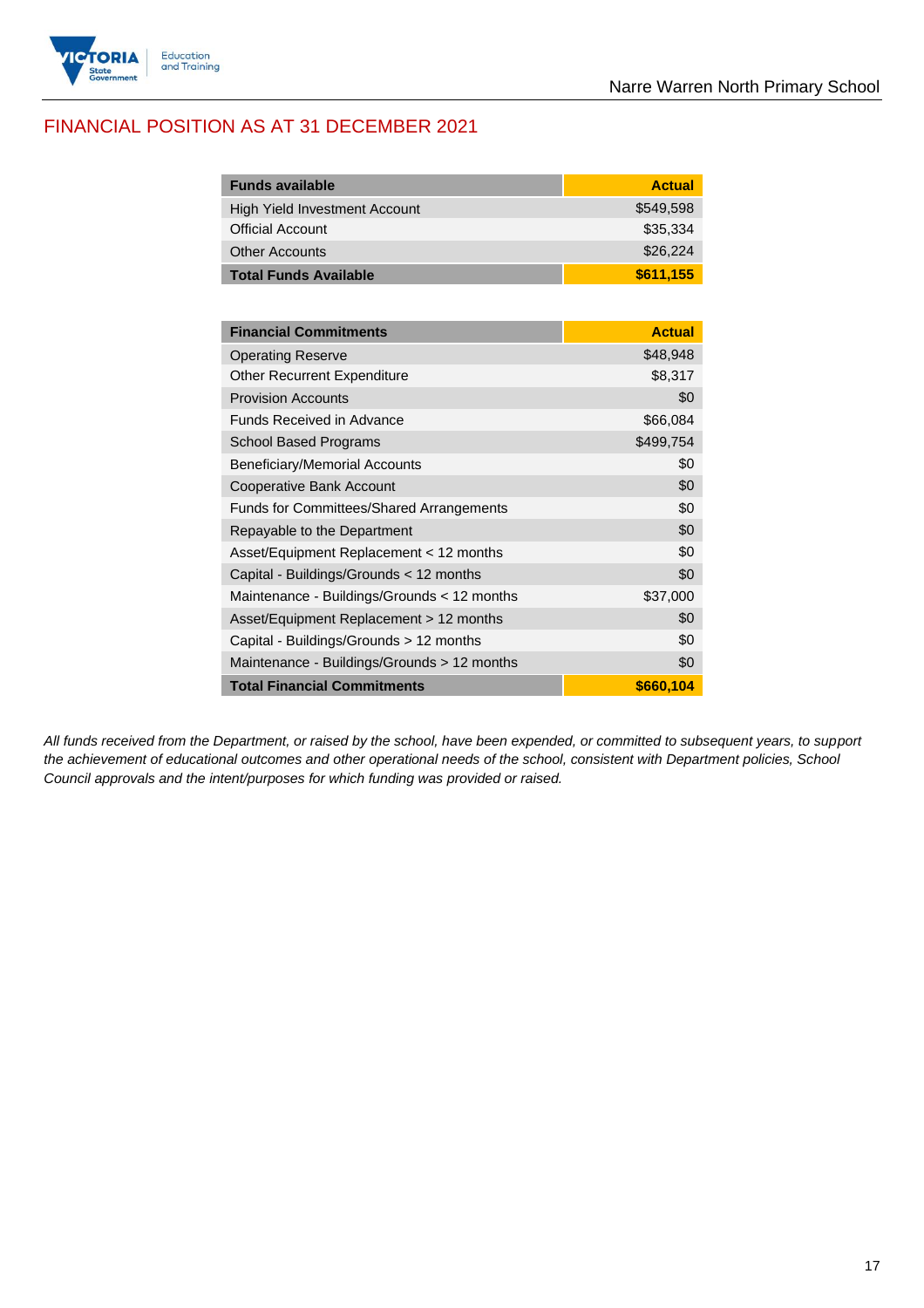## FINANCIAL POSITION AS AT 31 DECEMBER 2021

| Funds available | Actual |
|---|---|
| High Yield Investment Account | $549,598 |
| Official Account | $35,334 |
| Other Accounts | $26,224 |
| **Total Funds Available** | **$611,155** |

| Financial Commitments | Actual |
|---|---|
| Operating Reserve | $48,948 |
| Other Recurrent Expenditure | $8,317 |
| Provision Accounts | $0 |
| Funds Received in Advance | $66,084 |
| School Based Programs | $499,754 |
| Beneficiary/Memorial Accounts | $0 |
| Cooperative Bank Account | $0 |
| Funds for Committees/Shared Arrangements | $0 |
| Repayable to the Department | $0 |
| Asset/Equipment Replacement < 12 months | $0 |
| Capital - Buildings/Grounds < 12 months | $0 |
| Maintenance - Buildings/Grounds < 12 months | $37,000 |
| Asset/Equipment Replacement > 12 months | $0 |
| Capital - Buildings/Grounds > 12 months | $0 |
| Maintenance - Buildings/Grounds > 12 months | $0 |
| **Total Financial Commitments** | **$660,104** |

*All funds received from the Department, or raised by the school, have been expended, or committed to subsequent years, to support the achievement of educational outcomes and other operational needs of the school, consistent with Department policies, School Council approvals and the intent/purposes for which funding was provided or raised.*